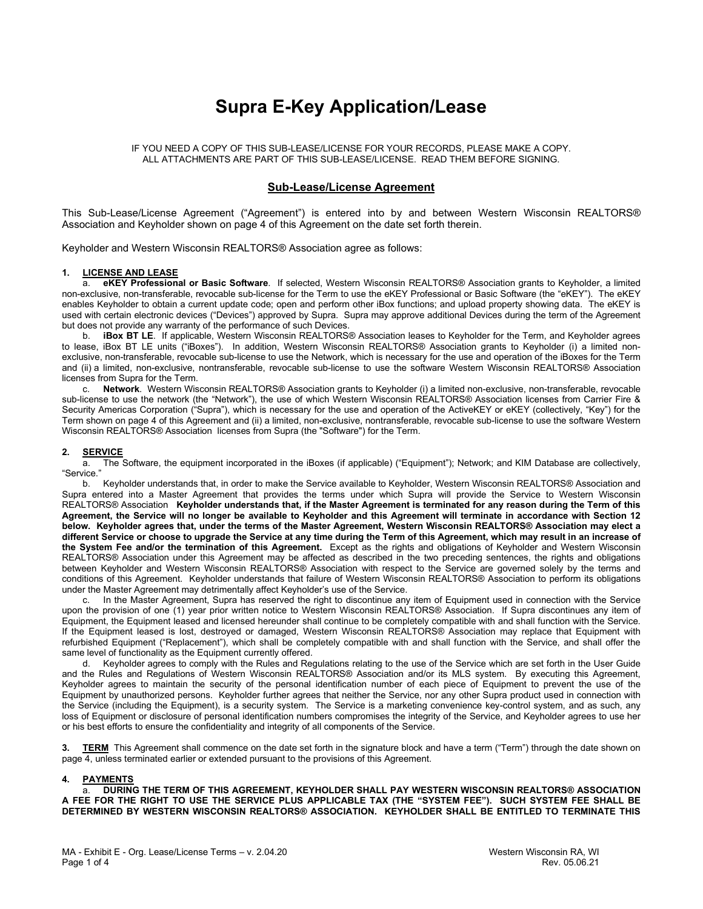# Supra E-Key Application/Lease

IF YOU NEED A COPY OF THIS SUB-LEASE/LICENSE FOR YOUR RECORDS, PLEASE MAKE A COPY.
ALL ATTACHMENTS ARE PART OF THIS SUB-LEASE/LICENSE. READ THEM BEFORE SIGNING.

## Sub-Lease/License Agreement

This Sub-Lease/License Agreement ("Agreement") is entered into by and between Western Wisconsin REALTORS® Association and Keyholder shown on page 4 of this Agreement on the date set forth therein.

Keyholder and Western Wisconsin REALTORS® Association agree as follows:

**1. LICENSE AND LEASE**

a. **eKEY Professional or Basic Software**. If selected, Western Wisconsin REALTORS® Association grants to Keyholder, a limited non-exclusive, non-transferable, revocable sub-license for the Term to use the eKEY Professional or Basic Software (the "eKEY"). The eKEY enables Keyholder to obtain a current update code; open and perform other iBox functions; and upload property showing data. The eKEY is used with certain electronic devices ("Devices") approved by Supra. Supra may approve additional Devices during the term of the Agreement but does not provide any warranty of the performance of such Devices.

b. **iBox BT LE**. If applicable, Western Wisconsin REALTORS® Association leases to Keyholder for the Term, and Keyholder agrees to lease, iBox BT LE units ("iBoxes"). In addition, Western Wisconsin REALTORS® Association grants to Keyholder (i) a limited non-exclusive, non-transferable, revocable sub-license to use the Network, which is necessary for the use and operation of the iBoxes for the Term and (ii) a limited, non-exclusive, nontransferable, revocable sub-license to use the software Western Wisconsin REALTORS® Association licenses from Supra for the Term.

c. **Network**. Western Wisconsin REALTORS® Association grants to Keyholder (i) a limited non-exclusive, non-transferable, revocable sub-license to use the network (the "Network"), the use of which Western Wisconsin REALTORS® Association licenses from Carrier Fire & Security Americas Corporation ("Supra"), which is necessary for the use and operation of the ActiveKEY or eKEY (collectively, "Key") for the Term shown on page 4 of this Agreement and (ii) a limited, non-exclusive, nontransferable, revocable sub-license to use the software Western Wisconsin REALTORS® Association licenses from Supra (the "Software") for the Term.

**2. SERVICE**

a. The Software, the equipment incorporated in the iBoxes (if applicable) ("Equipment"); Network; and KIM Database are collectively, "Service."

b. Keyholder understands that, in order to make the Service available to Keyholder, Western Wisconsin REALTORS® Association and Supra entered into a Master Agreement that provides the terms under which Supra will provide the Service to Western Wisconsin REALTORS® Association **Keyholder understands that, if the Master Agreement is terminated for any reason during the Term of this Agreement, the Service will no longer be available to Keyholder and this Agreement will terminate in accordance with Section 12 below. Keyholder agrees that, under the terms of the Master Agreement, Western Wisconsin REALTORS® Association may elect a different Service or choose to upgrade the Service at any time during the Term of this Agreement, which may result in an increase of the System Fee and/or the termination of this Agreement.** Except as the rights and obligations of Keyholder and Western Wisconsin REALTORS® Association under this Agreement may be affected as described in the two preceding sentences, the rights and obligations between Keyholder and Western Wisconsin REALTORS® Association with respect to the Service are governed solely by the terms and conditions of this Agreement. Keyholder understands that failure of Western Wisconsin REALTORS® Association to perform its obligations under the Master Agreement may detrimentally affect Keyholder's use of the Service.

c. In the Master Agreement, Supra has reserved the right to discontinue any item of Equipment used in connection with the Service upon the provision of one (1) year prior written notice to Western Wisconsin REALTORS® Association. If Supra discontinues any item of Equipment, the Equipment leased and licensed hereunder shall continue to be completely compatible with and shall function with the Service. If the Equipment leased is lost, destroyed or damaged, Western Wisconsin REALTORS® Association may replace that Equipment with refurbished Equipment ("Replacement"), which shall be completely compatible with and shall function with the Service, and shall offer the same level of functionality as the Equipment currently offered.

d. Keyholder agrees to comply with the Rules and Regulations relating to the use of the Service which are set forth in the User Guide and the Rules and Regulations of Western Wisconsin REALTORS® Association and/or its MLS system. By executing this Agreement, Keyholder agrees to maintain the security of the personal identification number of each piece of Equipment to prevent the use of the Equipment by unauthorized persons. Keyholder further agrees that neither the Service, nor any other Supra product used in connection with the Service (including the Equipment), is a security system. The Service is a marketing convenience key-control system, and as such, any loss of Equipment or disclosure of personal identification numbers compromises the integrity of the Service, and Keyholder agrees to use her or his best efforts to ensure the confidentiality and integrity of all components of the Service.

**3. TERM** This Agreement shall commence on the date set forth in the signature block and have a term ("Term") through the date shown on page 4, unless terminated earlier or extended pursuant to the provisions of this Agreement.

**4. PAYMENTS**

a. **DURING THE TERM OF THIS AGREEMENT, KEYHOLDER SHALL PAY WESTERN WISCONSIN REALTORS® ASSOCIATION A FEE FOR THE RIGHT TO USE THE SERVICE PLUS APPLICABLE TAX (THE "SYSTEM FEE"). SUCH SYSTEM FEE SHALL BE DETERMINED BY WESTERN WISCONSIN REALTORS® ASSOCIATION. KEYHOLDER SHALL BE ENTITLED TO TERMINATE THIS**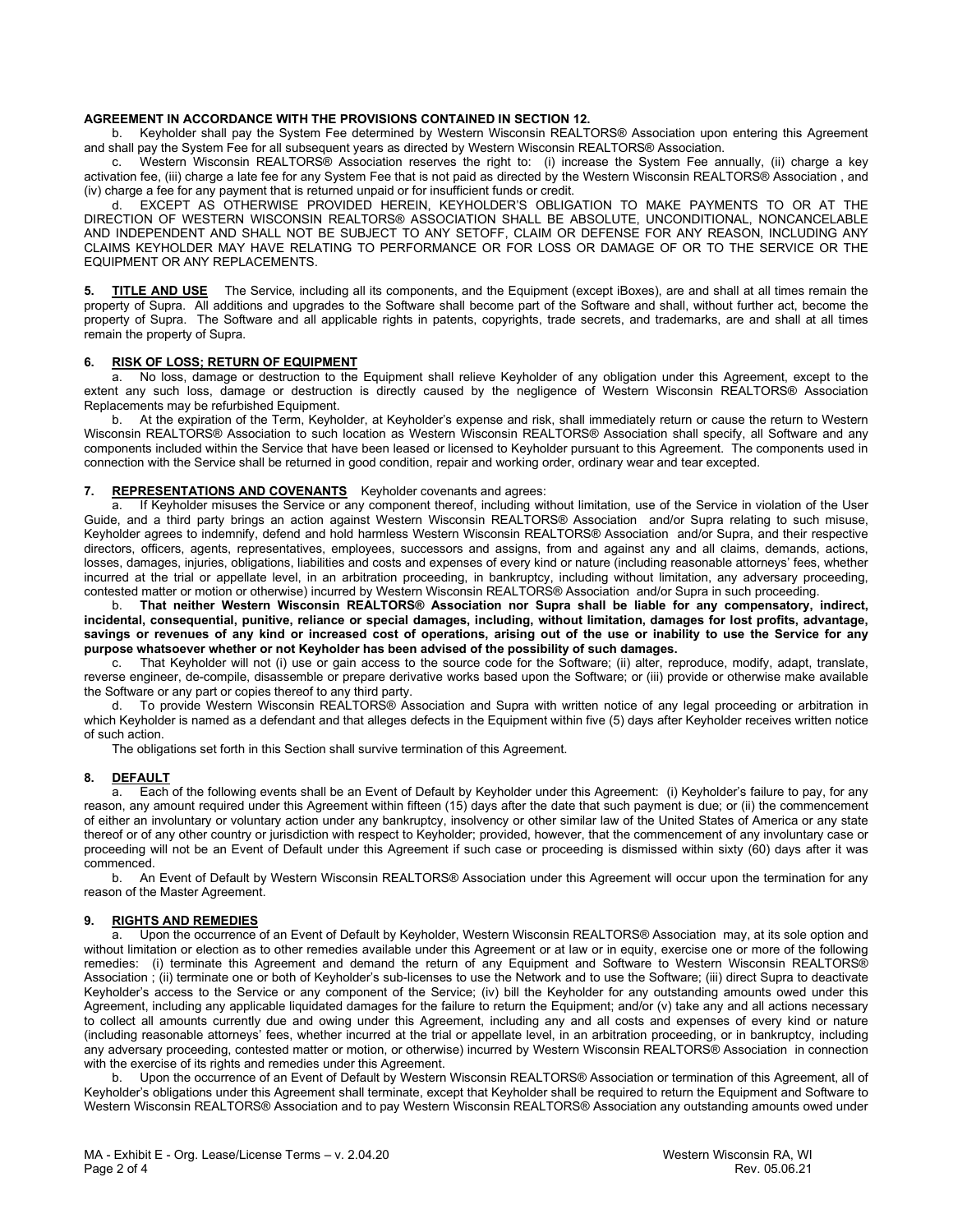**AGREEMENT IN ACCORDANCE WITH THE PROVISIONS CONTAINED IN SECTION 12.**

b. Keyholder shall pay the System Fee determined by Western Wisconsin REALTORS® Association upon entering this Agreement and shall pay the System Fee for all subsequent years as directed by Western Wisconsin REALTORS® Association.

c. Western Wisconsin REALTORS® Association reserves the right to: (i) increase the System Fee annually, (ii) charge a key activation fee, (iii) charge a late fee for any System Fee that is not paid as directed by the Western Wisconsin REALTORS® Association , and (iv) charge a fee for any payment that is returned unpaid or for insufficient funds or credit.

d. EXCEPT AS OTHERWISE PROVIDED HEREIN, KEYHOLDER'S OBLIGATION TO MAKE PAYMENTS TO OR AT THE DIRECTION OF WESTERN WISCONSIN REALTORS® ASSOCIATION SHALL BE ABSOLUTE, UNCONDITIONAL, NONCANCELABLE AND INDEPENDENT AND SHALL NOT BE SUBJECT TO ANY SETOFF, CLAIM OR DEFENSE FOR ANY REASON, INCLUDING ANY CLAIMS KEYHOLDER MAY HAVE RELATING TO PERFORMANCE OR FOR LOSS OR DAMAGE OF OR TO THE SERVICE OR THE EQUIPMENT OR ANY REPLACEMENTS.

**5. TITLE AND USE** The Service, including all its components, and the Equipment (except iBoxes), are and shall at all times remain the property of Supra. All additions and upgrades to the Software shall become part of the Software and shall, without further act, become the property of Supra. The Software and all applicable rights in patents, copyrights, trade secrets, and trademarks, are and shall at all times remain the property of Supra.

**6. RISK OF LOSS; RETURN OF EQUIPMENT**

a. No loss, damage or destruction to the Equipment shall relieve Keyholder of any obligation under this Agreement, except to the extent any such loss, damage or destruction is directly caused by the negligence of Western Wisconsin REALTORS® Association Replacements may be refurbished Equipment.

b. At the expiration of the Term, Keyholder, at Keyholder's expense and risk, shall immediately return or cause the return to Western Wisconsin REALTORS® Association to such location as Western Wisconsin REALTORS® Association shall specify, all Software and any components included within the Service that have been leased or licensed to Keyholder pursuant to this Agreement. The components used in connection with the Service shall be returned in good condition, repair and working order, ordinary wear and tear excepted.

**7. REPRESENTATIONS AND COVENANTS** Keyholder covenants and agrees:

a. If Keyholder misuses the Service or any component thereof, including without limitation, use of the Service in violation of the User Guide, and a third party brings an action against Western Wisconsin REALTORS® Association and/or Supra relating to such misuse, Keyholder agrees to indemnify, defend and hold harmless Western Wisconsin REALTORS® Association and/or Supra, and their respective directors, officers, agents, representatives, employees, successors and assigns, from and against any and all claims, demands, actions, losses, damages, injuries, obligations, liabilities and costs and expenses of every kind or nature (including reasonable attorneys' fees, whether incurred at the trial or appellate level, in an arbitration proceeding, in bankruptcy, including without limitation, any adversary proceeding, contested matter or motion or otherwise) incurred by Western Wisconsin REALTORS® Association and/or Supra in such proceeding.

b. **That neither Western Wisconsin REALTORS® Association nor Supra shall be liable for any compensatory, indirect, incidental, consequential, punitive, reliance or special damages, including, without limitation, damages for lost profits, advantage, savings or revenues of any kind or increased cost of operations, arising out of the use or inability to use the Service for any purpose whatsoever whether or not Keyholder has been advised of the possibility of such damages.**

c. That Keyholder will not (i) use or gain access to the source code for the Software; (ii) alter, reproduce, modify, adapt, translate, reverse engineer, de-compile, disassemble or prepare derivative works based upon the Software; or (iii) provide or otherwise make available the Software or any part or copies thereof to any third party.

d. To provide Western Wisconsin REALTORS® Association and Supra with written notice of any legal proceeding or arbitration in which Keyholder is named as a defendant and that alleges defects in the Equipment within five (5) days after Keyholder receives written notice of such action.

The obligations set forth in this Section shall survive termination of this Agreement.

**8. DEFAULT**

a. Each of the following events shall be an Event of Default by Keyholder under this Agreement: (i) Keyholder's failure to pay, for any reason, any amount required under this Agreement within fifteen (15) days after the date that such payment is due; or (ii) the commencement of either an involuntary or voluntary action under any bankruptcy, insolvency or other similar law of the United States of America or any state thereof or of any other country or jurisdiction with respect to Keyholder; provided, however, that the commencement of any involuntary case or proceeding will not be an Event of Default under this Agreement if such case or proceeding is dismissed within sixty (60) days after it was commenced.

b. An Event of Default by Western Wisconsin REALTORS® Association under this Agreement will occur upon the termination for any reason of the Master Agreement.

**9. RIGHTS AND REMEDIES**

a. Upon the occurrence of an Event of Default by Keyholder, Western Wisconsin REALTORS® Association may, at its sole option and without limitation or election as to other remedies available under this Agreement or at law or in equity, exercise one or more of the following remedies: (i) terminate this Agreement and demand the return of any Equipment and Software to Western Wisconsin REALTORS® Association ; (ii) terminate one or both of Keyholder's sub-licenses to use the Network and to use the Software; (iii) direct Supra to deactivate Keyholder's access to the Service or any component of the Service; (iv) bill the Keyholder for any outstanding amounts owed under this Agreement, including any applicable liquidated damages for the failure to return the Equipment; and/or (v) take any and all actions necessary to collect all amounts currently due and owing under this Agreement, including any and all costs and expenses of every kind or nature (including reasonable attorneys' fees, whether incurred at the trial or appellate level, in an arbitration proceeding, or in bankruptcy, including any adversary proceeding, contested matter or motion, or otherwise) incurred by Western Wisconsin REALTORS® Association in connection with the exercise of its rights and remedies under this Agreement.

b. Upon the occurrence of an Event of Default by Western Wisconsin REALTORS® Association or termination of this Agreement, all of Keyholder's obligations under this Agreement shall terminate, except that Keyholder shall be required to return the Equipment and Software to Western Wisconsin REALTORS® Association and to pay Western Wisconsin REALTORS® Association any outstanding amounts owed under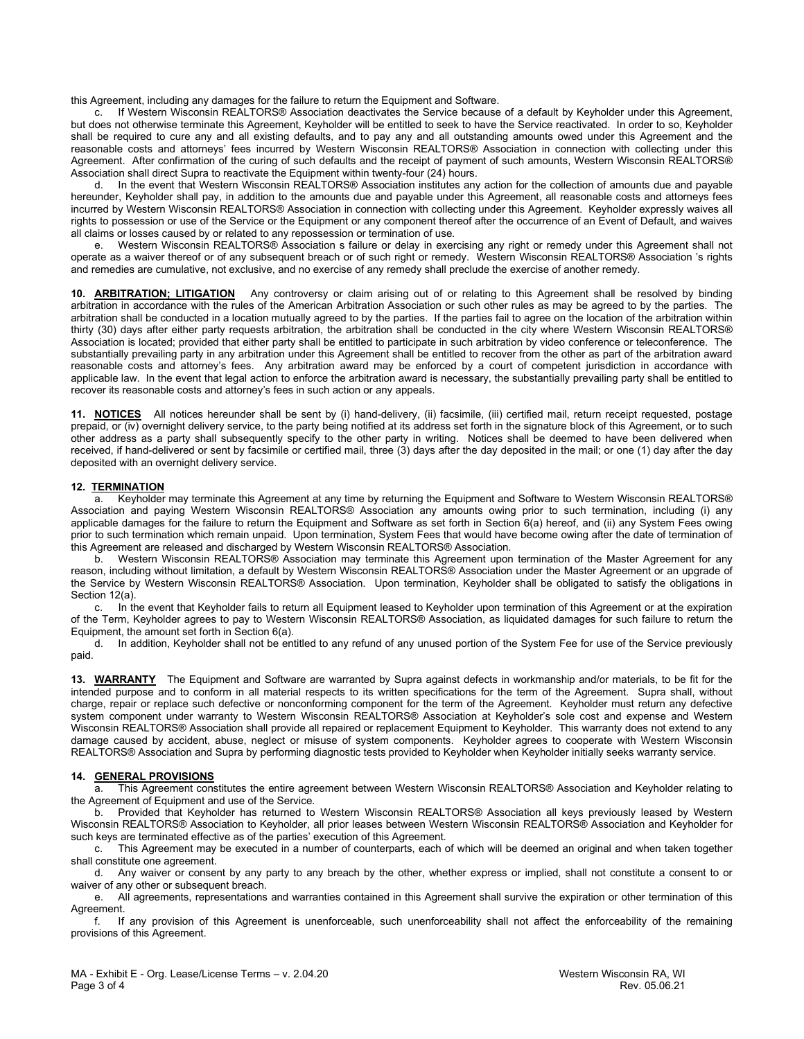this Agreement, including any damages for the failure to return the Equipment and Software.

c. If Western Wisconsin REALTORS® Association deactivates the Service because of a default by Keyholder under this Agreement, but does not otherwise terminate this Agreement, Keyholder will be entitled to seek to have the Service reactivated. In order to so, Keyholder shall be required to cure any and all existing defaults, and to pay any and all outstanding amounts owed under this Agreement and the reasonable costs and attorneys' fees incurred by Western Wisconsin REALTORS® Association in connection with collecting under this Agreement. After confirmation of the curing of such defaults and the receipt of payment of such amounts, Western Wisconsin REALTORS® Association shall direct Supra to reactivate the Equipment within twenty-four (24) hours.

d. In the event that Western Wisconsin REALTORS® Association institutes any action for the collection of amounts due and payable hereunder, Keyholder shall pay, in addition to the amounts due and payable under this Agreement, all reasonable costs and attorneys fees incurred by Western Wisconsin REALTORS® Association in connection with collecting under this Agreement. Keyholder expressly waives all rights to possession or use of the Service or the Equipment or any component thereof after the occurrence of an Event of Default, and waives all claims or losses caused by or related to any repossession or termination of use.

e. Western Wisconsin REALTORS® Association s failure or delay in exercising any right or remedy under this Agreement shall not operate as a waiver thereof or of any subsequent breach or of such right or remedy. Western Wisconsin REALTORS® Association 's rights and remedies are cumulative, not exclusive, and no exercise of any remedy shall preclude the exercise of another remedy.

**10. ARBITRATION; LITIGATION** Any controversy or claim arising out of or relating to this Agreement shall be resolved by binding arbitration in accordance with the rules of the American Arbitration Association or such other rules as may be agreed to by the parties. The arbitration shall be conducted in a location mutually agreed to by the parties. If the parties fail to agree on the location of the arbitration within thirty (30) days after either party requests arbitration, the arbitration shall be conducted in the city where Western Wisconsin REALTORS® Association is located; provided that either party shall be entitled to participate in such arbitration by video conference or teleconference. The substantially prevailing party in any arbitration under this Agreement shall be entitled to recover from the other as part of the arbitration award reasonable costs and attorney's fees. Any arbitration award may be enforced by a court of competent jurisdiction in accordance with applicable law. In the event that legal action to enforce the arbitration award is necessary, the substantially prevailing party shall be entitled to recover its reasonable costs and attorney's fees in such action or any appeals.

**11. NOTICES** All notices hereunder shall be sent by (i) hand-delivery, (ii) facsimile, (iii) certified mail, return receipt requested, postage prepaid, or (iv) overnight delivery service, to the party being notified at its address set forth in the signature block of this Agreement, or to such other address as a party shall subsequently specify to the other party in writing. Notices shall be deemed to have been delivered when received, if hand-delivered or sent by facsimile or certified mail, three (3) days after the day deposited in the mail; or one (1) day after the day deposited with an overnight delivery service.

**12. TERMINATION**

a. Keyholder may terminate this Agreement at any time by returning the Equipment and Software to Western Wisconsin REALTORS® Association and paying Western Wisconsin REALTORS® Association any amounts owing prior to such termination, including (i) any applicable damages for the failure to return the Equipment and Software as set forth in Section 6(a) hereof, and (ii) any System Fees owing prior to such termination which remain unpaid. Upon termination, System Fees that would have become owing after the date of termination of this Agreement are released and discharged by Western Wisconsin REALTORS® Association.

b. Western Wisconsin REALTORS® Association may terminate this Agreement upon termination of the Master Agreement for any reason, including without limitation, a default by Western Wisconsin REALTORS® Association under the Master Agreement or an upgrade of the Service by Western Wisconsin REALTORS® Association. Upon termination, Keyholder shall be obligated to satisfy the obligations in Section 12(a).

c. In the event that Keyholder fails to return all Equipment leased to Keyholder upon termination of this Agreement or at the expiration of the Term, Keyholder agrees to pay to Western Wisconsin REALTORS® Association, as liquidated damages for such failure to return the Equipment, the amount set forth in Section 6(a).

d. In addition, Keyholder shall not be entitled to any refund of any unused portion of the System Fee for use of the Service previously paid.

**13. WARRANTY** The Equipment and Software are warranted by Supra against defects in workmanship and/or materials, to be fit for the intended purpose and to conform in all material respects to its written specifications for the term of the Agreement. Supra shall, without charge, repair or replace such defective or nonconforming component for the term of the Agreement. Keyholder must return any defective system component under warranty to Western Wisconsin REALTORS® Association at Keyholder's sole cost and expense and Western Wisconsin REALTORS® Association shall provide all repaired or replacement Equipment to Keyholder. This warranty does not extend to any damage caused by accident, abuse, neglect or misuse of system components. Keyholder agrees to cooperate with Western Wisconsin REALTORS® Association and Supra by performing diagnostic tests provided to Keyholder when Keyholder initially seeks warranty service.

**14. GENERAL PROVISIONS**

a. This Agreement constitutes the entire agreement between Western Wisconsin REALTORS® Association and Keyholder relating to the Agreement of Equipment and use of the Service.

b. Provided that Keyholder has returned to Western Wisconsin REALTORS® Association all keys previously leased by Western Wisconsin REALTORS® Association to Keyholder, all prior leases between Western Wisconsin REALTORS® Association and Keyholder for such keys are terminated effective as of the parties' execution of this Agreement.

c. This Agreement may be executed in a number of counterparts, each of which will be deemed an original and when taken together shall constitute one agreement.

d. Any waiver or consent by any party to any breach by the other, whether express or implied, shall not constitute a consent to or waiver of any other or subsequent breach.

e. All agreements, representations and warranties contained in this Agreement shall survive the expiration or other termination of this Agreement.

f. If any provision of this Agreement is unenforceable, such unenforceability shall not affect the enforceability of the remaining provisions of this Agreement.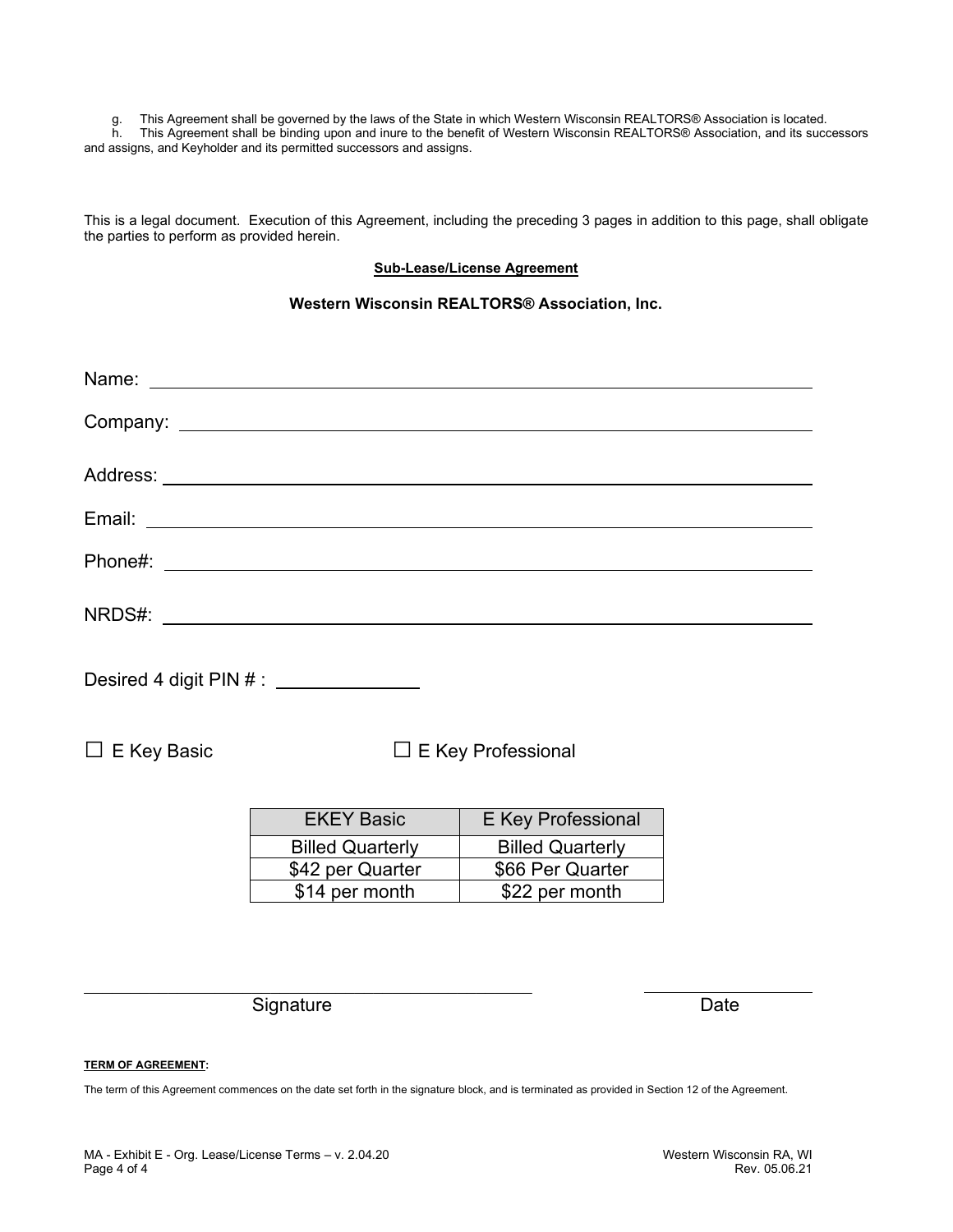g. This Agreement shall be governed by the laws of the State in which Western Wisconsin REALTORS® Association is located.

h. This Agreement shall be binding upon and inure to the benefit of Western Wisconsin REALTORS® Association, and its successors and assigns, and Keyholder and its permitted successors and assigns.

This is a legal document. Execution of this Agreement, including the preceding 3 pages in addition to this page, shall obligate the parties to perform as provided herein.

**Sub-Lease/License Agreement**

**Western Wisconsin REALTORS® Association, Inc.**

Name: ____________________

Company: ____________________

Address: ____________________

Email: ____________________

Phone#: ____________________

NRDS#: ____________________

Desired 4 digit PIN # : __________

☐ E Key Basic ☐ E Key Professional

| EKEY Basic | E Key Professional |
|---|---|
| Billed Quarterly | Billed Quarterly |
| $42 per Quarter | $66 Per Quarter |
| $14 per month | $22 per month |

____________________ Signature

__________ Date

**TERM OF AGREEMENT:**

The term of this Agreement commences on the date set forth in the signature block, and is terminated as provided in Section 12 of the Agreement.

MA - Exhibit E - Org. Lease/License Terms – v. 2.04.20

Western Wisconsin RA, WI
Rev. 05.06.21